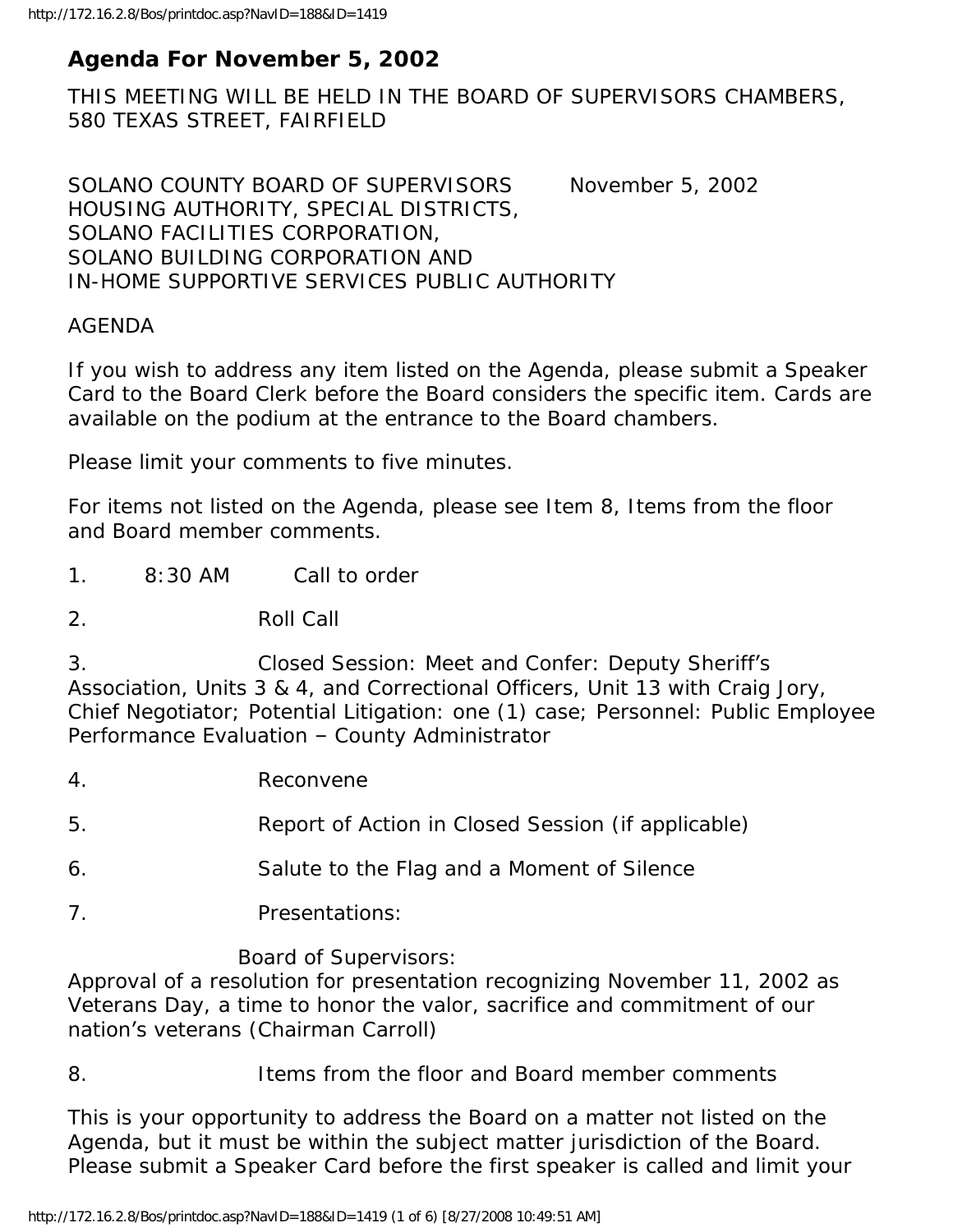# Agenda For November 5, 2002

THIS MEETING WILL BE HELD IN THE BOARD OF SUPERVISORS CHAMBERS, 580 TEXAS STREET, FAIRFIELD

SOLANO COUNTY BOARD OF SUPERVISORS November 5, 2002
HOUSING AUTHORITY, SPECIAL DISTRICTS,
SOLANO FACILITIES CORPORATION,
SOLANO BUILDING CORPORATION AND
IN-HOME SUPPORTIVE SERVICES PUBLIC AUTHORITY

AGENDA

If you wish to address any item listed on the Agenda, please submit a Speaker Card to the Board Clerk before the Board considers the specific item. Cards are available on the podium at the entrance to the Board chambers.

Please limit your comments to five minutes.

For items not listed on the Agenda, please see Item 8, Items from the floor and Board member comments.

1. 8:30 AM Call to order

2. Roll Call

3. Closed Session: Meet and Confer: Deputy Sheriff's Association, Units 3 & 4, and Correctional Officers, Unit 13 with Craig Jory, Chief Negotiator; Potential Litigation: one (1) case; Personnel: Public Employee Performance Evaluation – County Administrator

4. Reconvene

5. Report of Action in Closed Session (if applicable)

6. Salute to the Flag and a Moment of Silence

7. Presentations:

Board of Supervisors:
Approval of a resolution for presentation recognizing November 11, 2002 as Veterans Day, a time to honor the valor, sacrifice and commitment of our nation's veterans (Chairman Carroll)

8. Items from the floor and Board member comments

This is your opportunity to address the Board on a matter not listed on the Agenda, but it must be within the subject matter jurisdiction of the Board. Please submit a Speaker Card before the first speaker is called and limit your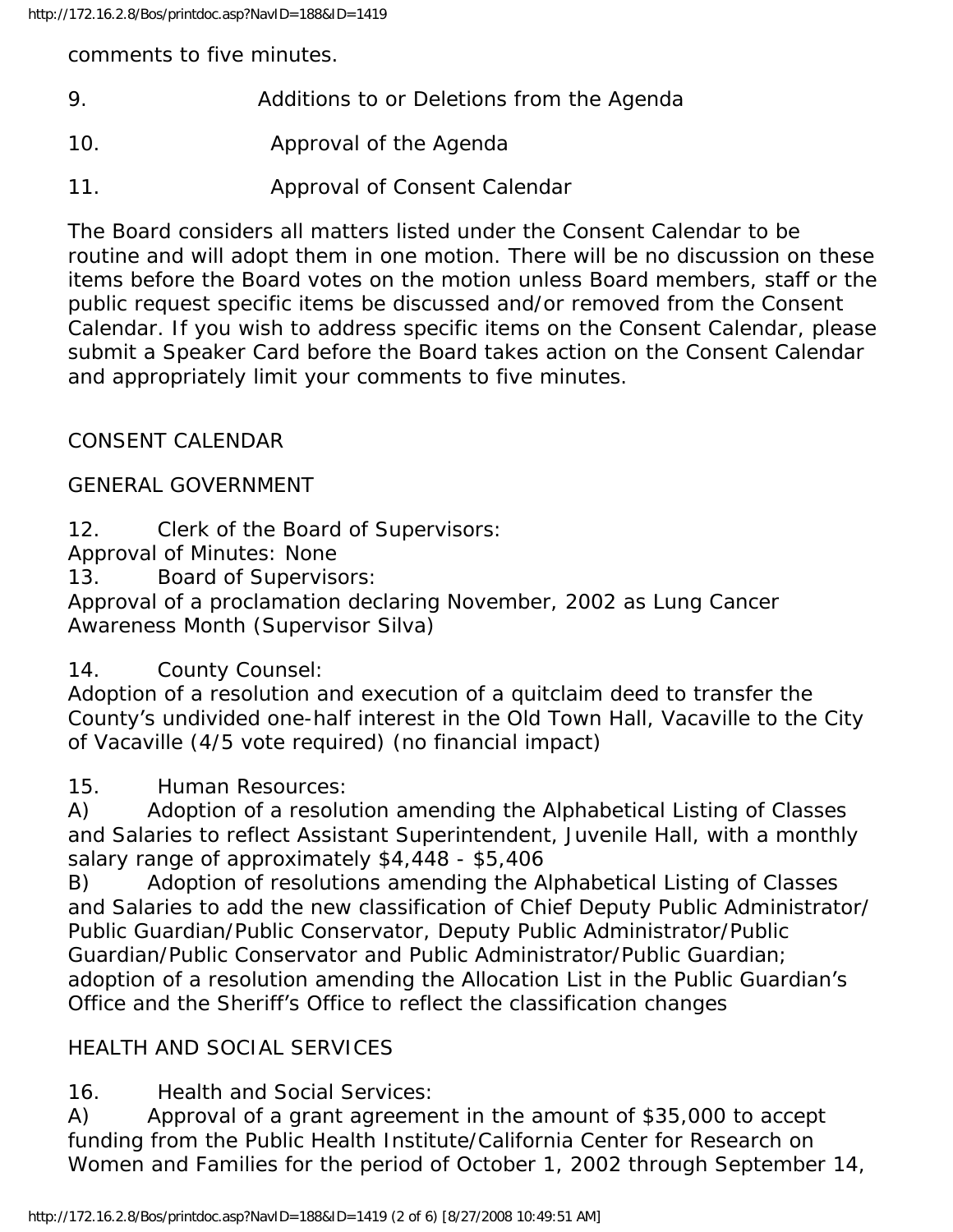comments to five minutes.

9. Additions to or Deletions from the Agenda

10. Approval of the Agenda

11. Approval of Consent Calendar

The Board considers all matters listed under the Consent Calendar to be routine and will adopt them in one motion. There will be no discussion on these items before the Board votes on the motion unless Board members, staff or the public request specific items be discussed and/or removed from the Consent Calendar. If you wish to address specific items on the Consent Calendar, please submit a Speaker Card before the Board takes action on the Consent Calendar and appropriately limit your comments to five minutes.

CONSENT CALENDAR

GENERAL GOVERNMENT

12. Clerk of the Board of Supervisors:
Approval of Minutes: None

13. Board of Supervisors:
Approval of a proclamation declaring November, 2002 as Lung Cancer Awareness Month (Supervisor Silva)

14. County Counsel:
Adoption of a resolution and execution of a quitclaim deed to transfer the County's undivided one-half interest in the Old Town Hall, Vacaville to the City of Vacaville (4/5 vote required) (no financial impact)

15. Human Resources:
A) Adoption of a resolution amending the Alphabetical Listing of Classes and Salaries to reflect Assistant Superintendent, Juvenile Hall, with a monthly salary range of approximately $4,448 - $5,406
B) Adoption of resolutions amending the Alphabetical Listing of Classes and Salaries to add the new classification of Chief Deputy Public Administrator/Public Guardian/Public Conservator, Deputy Public Administrator/Public Guardian/Public Conservator and Public Administrator/Public Guardian; adoption of a resolution amending the Allocation List in the Public Guardian's Office and the Sheriff's Office to reflect the classification changes

HEALTH AND SOCIAL SERVICES

16. Health and Social Services:
A) Approval of a grant agreement in the amount of $35,000 to accept funding from the Public Health Institute/California Center for Research on Women and Families for the period of October 1, 2002 through September 14,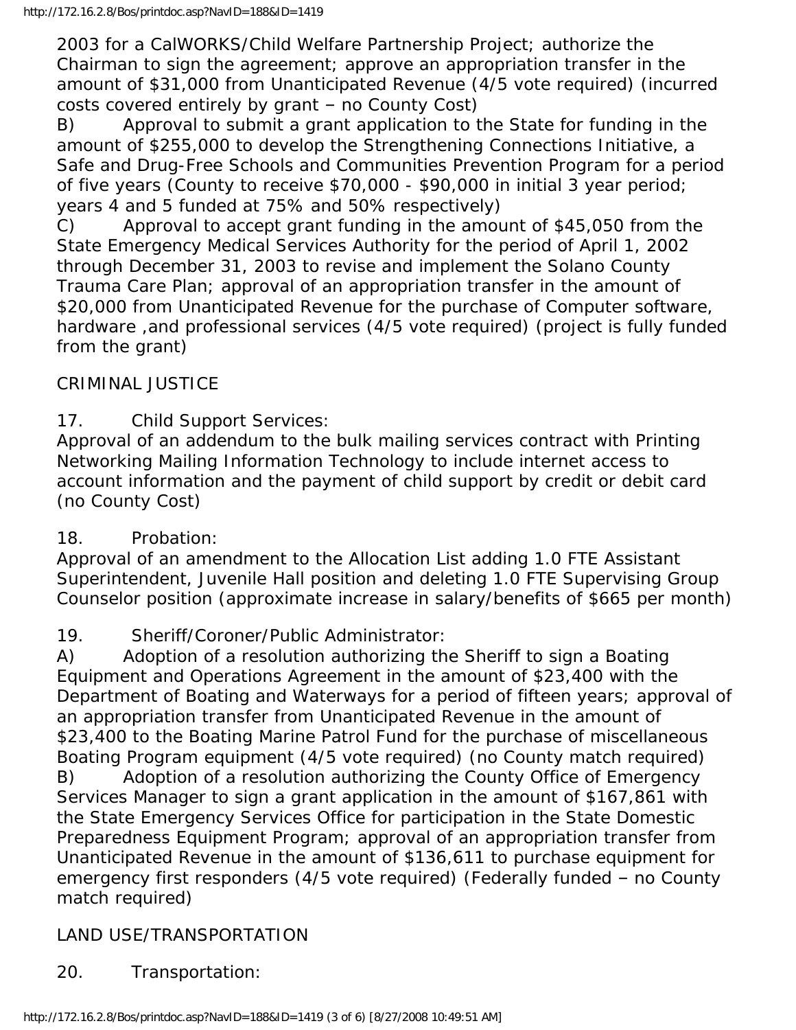2003 for a CalWORKS/Child Welfare Partnership Project; authorize the Chairman to sign the agreement; approve an appropriation transfer in the amount of $31,000 from Unanticipated Revenue (4/5 vote required) (incurred costs covered entirely by grant – no County Cost)

B) Approval to submit a grant application to the State for funding in the amount of $255,000 to develop the Strengthening Connections Initiative, a Safe and Drug-Free Schools and Communities Prevention Program for a period of five years (County to receive $70,000 - $90,000 in initial 3 year period; years 4 and 5 funded at 75% and 50% respectively)

C) Approval to accept grant funding in the amount of $45,050 from the State Emergency Medical Services Authority for the period of April 1, 2002 through December 31, 2003 to revise and implement the Solano County Trauma Care Plan; approval of an appropriation transfer in the amount of $20,000 from Unanticipated Revenue for the purchase of Computer software, hardware ,and professional services (4/5 vote required) (project is fully funded from the grant)

CRIMINAL JUSTICE

17. Child Support Services:

Approval of an addendum to the bulk mailing services contract with Printing Networking Mailing Information Technology to include internet access to account information and the payment of child support by credit or debit card (no County Cost)

18. Probation:

Approval of an amendment to the Allocation List adding 1.0 FTE Assistant Superintendent, Juvenile Hall position and deleting 1.0 FTE Supervising Group Counselor position (approximate increase in salary/benefits of $665 per month)

19. Sheriff/Coroner/Public Administrator:

A) Adoption of a resolution authorizing the Sheriff to sign a Boating Equipment and Operations Agreement in the amount of $23,400 with the Department of Boating and Waterways for a period of fifteen years; approval of an appropriation transfer from Unanticipated Revenue in the amount of $23,400 to the Boating Marine Patrol Fund for the purchase of miscellaneous Boating Program equipment (4/5 vote required) (no County match required)

B) Adoption of a resolution authorizing the County Office of Emergency Services Manager to sign a grant application in the amount of $167,861 with the State Emergency Services Office for participation in the State Domestic Preparedness Equipment Program; approval of an appropriation transfer from Unanticipated Revenue in the amount of $136,611 to purchase equipment for emergency first responders (4/5 vote required) (Federally funded – no County match required)

LAND USE/TRANSPORTATION

20. Transportation: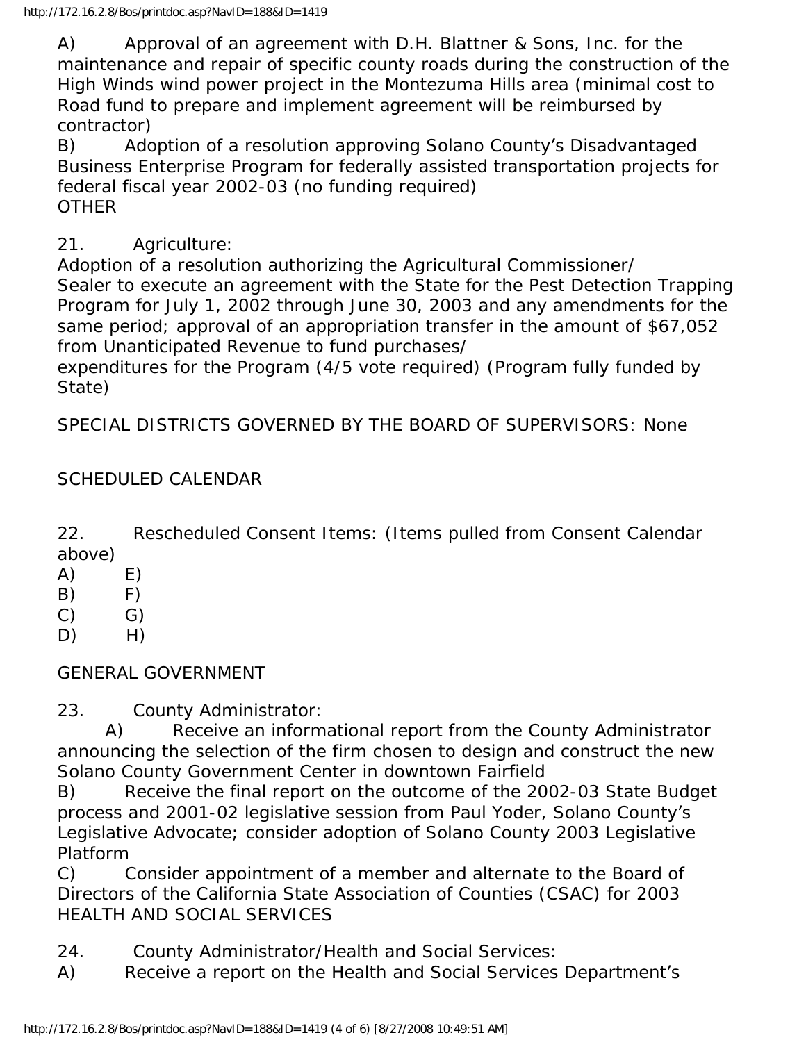A) Approval of an agreement with D.H. Blattner & Sons, Inc. for the maintenance and repair of specific county roads during the construction of the High Winds wind power project in the Montezuma Hills area (minimal cost to Road fund to prepare and implement agreement will be reimbursed by contractor)

B) Adoption of a resolution approving Solano County's Disadvantaged Business Enterprise Program for federally assisted transportation projects for federal fiscal year 2002-03 (no funding required)

OTHER

21. Agriculture:

Adoption of a resolution authorizing the Agricultural Commissioner/ Sealer to execute an agreement with the State for the Pest Detection Trapping Program for July 1, 2002 through June 30, 2003 and any amendments for the same period; approval of an appropriation transfer in the amount of $67,052 from Unanticipated Revenue to fund purchases/ expenditures for the Program (4/5 vote required) (Program fully funded by State)

SPECIAL DISTRICTS GOVERNED BY THE BOARD OF SUPERVISORS: None

SCHEDULED CALENDAR

22. Rescheduled Consent Items: (Items pulled from Consent Calendar above)

A) E)
B) F)
C) G)
D) H)

GENERAL GOVERNMENT

23. County Administrator:

A) Receive an informational report from the County Administrator announcing the selection of the firm chosen to design and construct the new Solano County Government Center in downtown Fairfield

B) Receive the final report on the outcome of the 2002-03 State Budget process and 2001-02 legislative session from Paul Yoder, Solano County's Legislative Advocate; consider adoption of Solano County 2003 Legislative Platform

C) Consider appointment of a member and alternate to the Board of Directors of the California State Association of Counties (CSAC) for 2003

HEALTH AND SOCIAL SERVICES

24. County Administrator/Health and Social Services:

A) Receive a report on the Health and Social Services Department's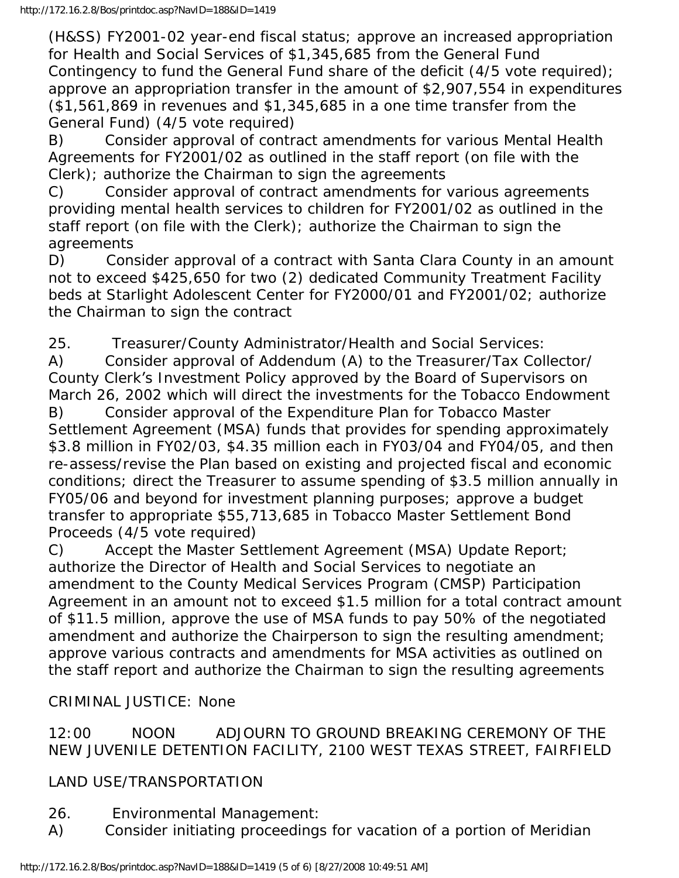(H&SS) FY2001-02 year-end fiscal status; approve an increased appropriation for Health and Social Services of $1,345,685 from the General Fund Contingency to fund the General Fund share of the deficit (4/5 vote required); approve an appropriation transfer in the amount of $2,907,554 in expenditures ($1,561,869 in revenues and $1,345,685 in a one time transfer from the General Fund) (4/5 vote required)

B) Consider approval of contract amendments for various Mental Health Agreements for FY2001/02 as outlined in the staff report (on file with the Clerk); authorize the Chairman to sign the agreements

C) Consider approval of contract amendments for various agreements providing mental health services to children for FY2001/02 as outlined in the staff report (on file with the Clerk); authorize the Chairman to sign the agreements

D) Consider approval of a contract with Santa Clara County in an amount not to exceed $425,650 for two (2) dedicated Community Treatment Facility beds at Starlight Adolescent Center for FY2000/01 and FY2001/02; authorize the Chairman to sign the contract

25. Treasurer/County Administrator/Health and Social Services:

A) Consider approval of Addendum (A) to the Treasurer/Tax Collector/ County Clerk's Investment Policy approved by the Board of Supervisors on March 26, 2002 which will direct the investments for the Tobacco Endowment

B) Consider approval of the Expenditure Plan for Tobacco Master Settlement Agreement (MSA) funds that provides for spending approximately $3.8 million in FY02/03, $4.35 million each in FY03/04 and FY04/05, and then re-assess/revise the Plan based on existing and projected fiscal and economic conditions; direct the Treasurer to assume spending of $3.5 million annually in FY05/06 and beyond for investment planning purposes; approve a budget transfer to appropriate $55,713,685 in Tobacco Master Settlement Bond Proceeds (4/5 vote required)

C) Accept the Master Settlement Agreement (MSA) Update Report; authorize the Director of Health and Social Services to negotiate an amendment to the County Medical Services Program (CMSP) Participation Agreement in an amount not to exceed $1.5 million for a total contract amount of $11.5 million, approve the use of MSA funds to pay 50% of the negotiated amendment and authorize the Chairperson to sign the resulting amendment; approve various contracts and amendments for MSA activities as outlined on the staff report and authorize the Chairman to sign the resulting agreements

CRIMINAL JUSTICE: None

12:00 NOON ADJOURN TO GROUND BREAKING CEREMONY OF THE NEW JUVENILE DETENTION FACILITY, 2100 WEST TEXAS STREET, FAIRFIELD

LAND USE/TRANSPORTATION

26. Environmental Management:

A) Consider initiating proceedings for vacation of a portion of Meridian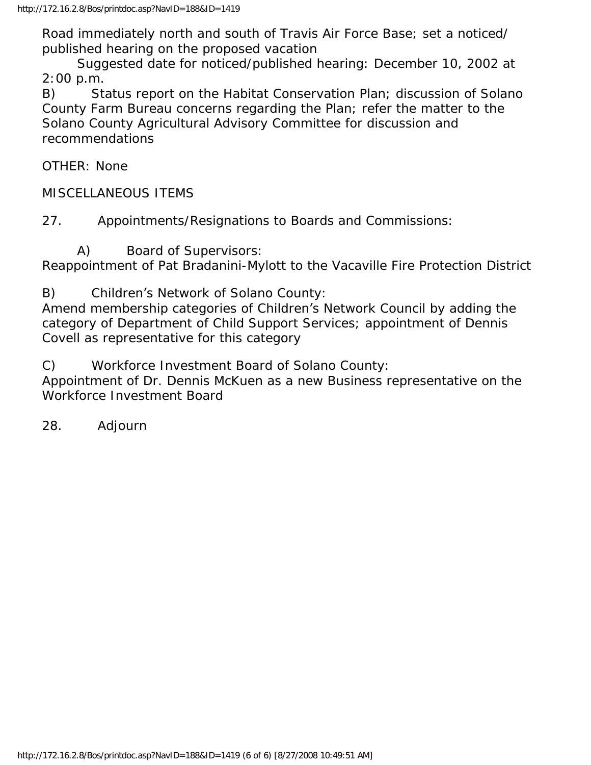Road immediately north and south of Travis Air Force Base; set a noticed/published hearing on the proposed vacation

Suggested date for noticed/published hearing: December 10, 2002 at 2:00 p.m.

B) Status report on the Habitat Conservation Plan; discussion of Solano County Farm Bureau concerns regarding the Plan; refer the matter to the Solano County Agricultural Advisory Committee for discussion and recommendations

OTHER: None

MISCELLANEOUS ITEMS

27. Appointments/Resignations to Boards and Commissions:

A) Board of Supervisors:
Reappointment of Pat Bradanini-Mylott to the Vacaville Fire Protection District

B) Children's Network of Solano County:
Amend membership categories of Children's Network Council by adding the category of Department of Child Support Services; appointment of Dennis Covell as representative for this category

C) Workforce Investment Board of Solano County:
Appointment of Dr. Dennis McKuen as a new Business representative on the Workforce Investment Board

28. Adjourn